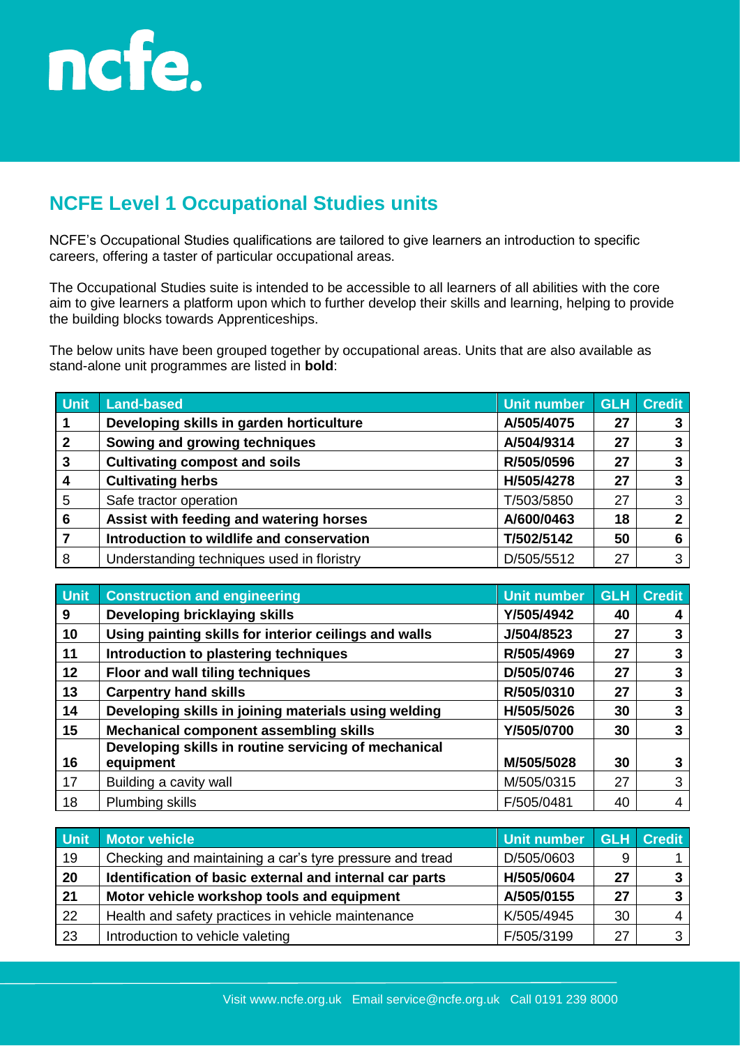ncfe.

## NCFE Level 1 Occupational Studies units

NCFE's Occupational Studies qualifications are tailored to give learners an introduction to specific careers, offering a taster of particular occupational areas.

The Occupational Studies suite is intended to be accessible to all learners of all abilities with the core aim to give learners a platform upon which to further develop their skills and learning, helping to provide the building blocks towards Apprenticeships.

The below units have been grouped together by occupational areas. Units that are also available as stand-alone unit programmes are listed in **bold**:

| Unit | Land-based | Unit number | GLH | Credit |
|---|---|---|---|---|
| **1** | **Developing skills in garden horticulture** | **A/505/4075** | **27** | **3** |
| **2** | **Sowing and growing techniques** | **A/504/9314** | **27** | **3** |
| **3** | **Cultivating compost and soils** | **R/505/0596** | **27** | **3** |
| **4** | **Cultivating herbs** | **H/505/4278** | **27** | **3** |
| 5 | Safe tractor operation | T/503/5850 | 27 | 3 |
| **6** | **Assist with feeding and watering horses** | **A/600/0463** | **18** | **2** |
| **7** | **Introduction to wildlife and conservation** | **T/502/5142** | **50** | **6** |
| 8 | Understanding techniques used in floristry | D/505/5512 | 27 | 3 |

| Unit | Construction and engineering | Unit number | GLH | Credit |
|---|---|---|---|---|
| **9** | **Developing bricklaying skills** | **Y/505/4942** | **40** | **4** |
| **10** | **Using painting skills for interior ceilings and walls** | **J/504/8523** | **27** | **3** |
| **11** | **Introduction to plastering techniques** | **R/505/4969** | **27** | **3** |
| **12** | **Floor and wall tiling techniques** | **D/505/0746** | **27** | **3** |
| **13** | **Carpentry hand skills** | **R/505/0310** | **27** | **3** |
| **14** | **Developing skills in joining materials using welding** | **H/505/5026** | **30** | **3** |
| **15** | **Mechanical component assembling skills** | **Y/505/0700** | **30** | **3** |
| **16** | **Developing skills in routine servicing of mechanical equipment** | **M/505/5028** | **30** | **3** |
| 17 | Building a cavity wall | M/505/0315 | 27 | 3 |
| 18 | Plumbing skills | F/505/0481 | 40 | 4 |

| Unit | Motor vehicle | Unit number | GLH | Credit |
|---|---|---|---|---|
| 19 | Checking and maintaining a car's tyre pressure and tread | D/505/0603 | 9 | 1 |
| **20** | **Identification of basic external and internal car parts** | **H/505/0604** | **27** | **3** |
| **21** | **Motor vehicle workshop tools and equipment** | **A/505/0155** | **27** | **3** |
| 22 | Health and safety practices in vehicle maintenance | K/505/4945 | 30 | 4 |
| 23 | Introduction to vehicle valeting | F/505/3199 | 27 | 3 |

Visit www.ncfe.org.uk Email service@ncfe.org.uk Call 0191 239 8000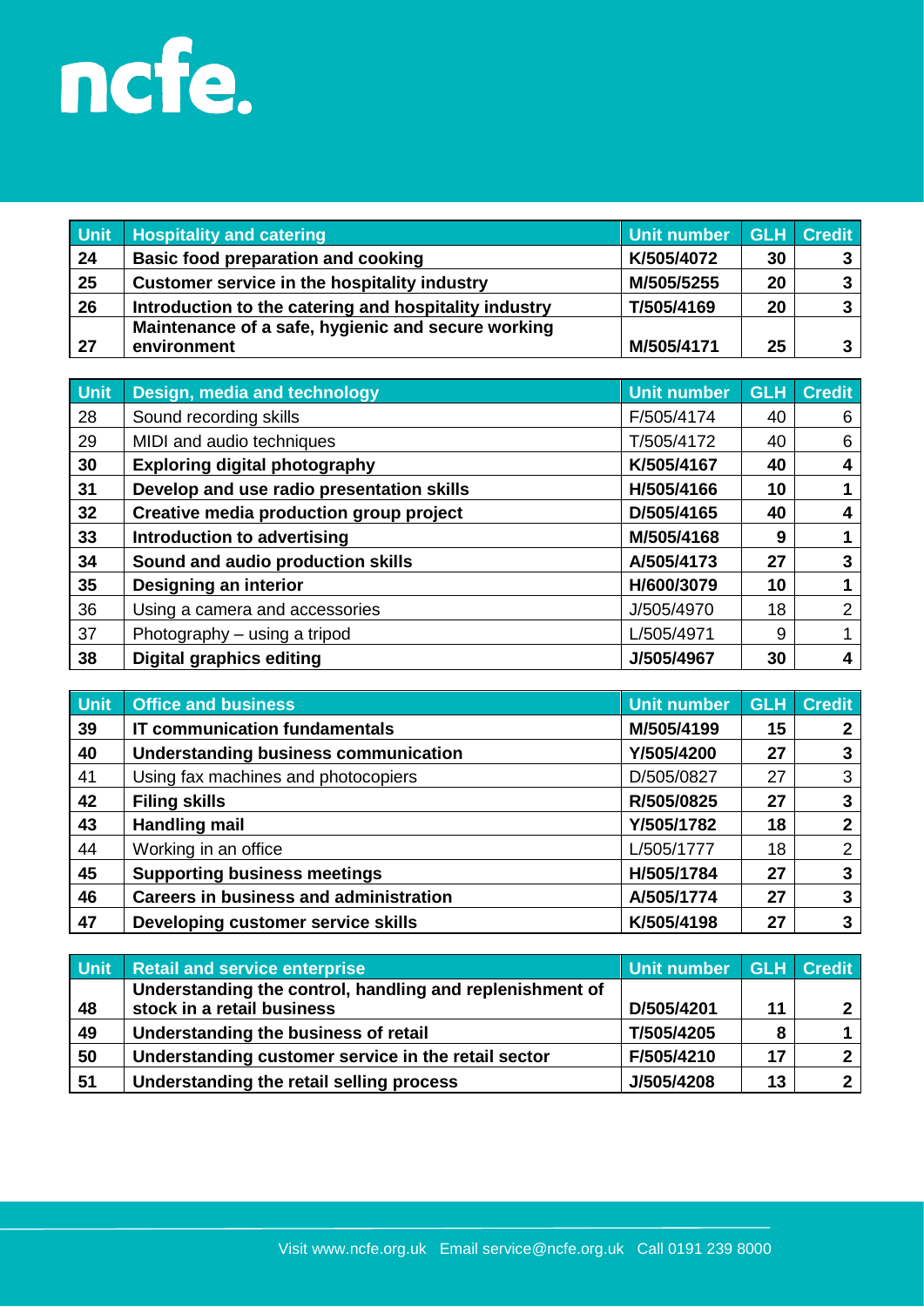| Unit | Hospitality and catering | Unit number | GLH | Credit |
|---|---|---|---|---|
| **24** | **Basic food preparation and cooking** | **K/505/4072** | **30** | **3** |
| **25** | **Customer service in the hospitality industry** | **M/505/5255** | **20** | **3** |
| **26** | **Introduction to the catering and hospitality industry** | **T/505/4169** | **20** | **3** |
| **27** | **Maintenance of a safe, hygienic and secure working environment** | **M/505/4171** | **25** | **3** |

| Unit | Design, media and technology | Unit number | GLH | Credit |
|---|---|---|---|---|
| 28 | Sound recording skills | F/505/4174 | 40 | 6 |
| 29 | MIDI and audio techniques | T/505/4172 | 40 | 6 |
| **30** | **Exploring digital photography** | **K/505/4167** | **40** | **4** |
| **31** | **Develop and use radio presentation skills** | **H/505/4166** | **10** | **1** |
| **32** | **Creative media production group project** | **D/505/4165** | **40** | **4** |
| **33** | **Introduction to advertising** | **M/505/4168** | **9** | **1** |
| **34** | **Sound and audio production skills** | **A/505/4173** | **27** | **3** |
| **35** | **Designing an interior** | **H/600/3079** | **10** | **1** |
| 36 | Using a camera and accessories | J/505/4970 | 18 | 2 |
| 37 | Photography – using a tripod | L/505/4971 | 9 | 1 |
| **38** | **Digital graphics editing** | **J/505/4967** | **30** | **4** |

| Unit | Office and business | Unit number | GLH | Credit |
|---|---|---|---|---|
| **39** | **IT communication fundamentals** | **M/505/4199** | **15** | **2** |
| **40** | **Understanding business communication** | **Y/505/4200** | **27** | **3** |
| 41 | Using fax machines and photocopiers | D/505/0827 | 27 | 3 |
| **42** | **Filing skills** | **R/505/0825** | **27** | **3** |
| **43** | **Handling mail** | **Y/505/1782** | **18** | **2** |
| 44 | Working in an office | L/505/1777 | 18 | 2 |
| **45** | **Supporting business meetings** | **H/505/1784** | **27** | **3** |
| **46** | **Careers in business and administration** | **A/505/1774** | **27** | **3** |
| **47** | **Developing customer service skills** | **K/505/4198** | **27** | **3** |

| Unit | Retail and service enterprise | Unit number | GLH | Credit |
|---|---|---|---|---|
| **48** | **Understanding the control, handling and replenishment of stock in a retail business** | **D/505/4201** | **11** | **2** |
| **49** | **Understanding the business of retail** | **T/505/4205** | **8** | **1** |
| **50** | **Understanding customer service in the retail sector** | **F/505/4210** | **17** | **2** |
| **51** | **Understanding the retail selling process** | **J/505/4208** | **13** | **2** |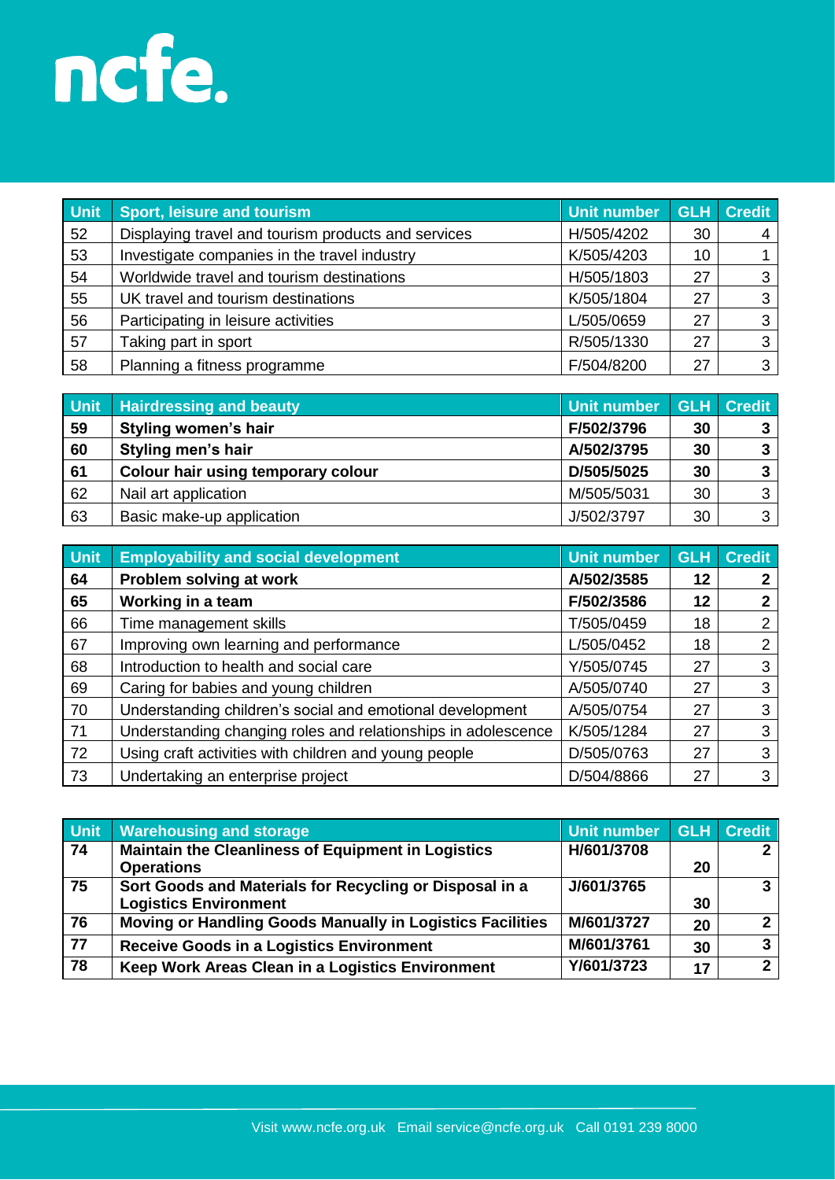| Unit | Sport, leisure and tourism | Unit number | GLH | Credit |
|---|---|---|---|---|
| 52 | Displaying travel and tourism products and services | H/505/4202 | 30 | 4 |
| 53 | Investigate companies in the travel industry | K/505/4203 | 10 | 1 |
| 54 | Worldwide travel and tourism destinations | H/505/1803 | 27 | 3 |
| 55 | UK travel and tourism destinations | K/505/1804 | 27 | 3 |
| 56 | Participating in leisure activities | L/505/0659 | 27 | 3 |
| 57 | Taking part in sport | R/505/1330 | 27 | 3 |
| 58 | Planning a fitness programme | F/504/8200 | 27 | 3 |

| Unit | Hairdressing and beauty | Unit number | GLH | Credit |
|---|---|---|---|---|
| **59** | **Styling women's hair** | **F/502/3796** | **30** | **3** |
| **60** | **Styling men's hair** | **A/502/3795** | **30** | **3** |
| **61** | **Colour hair using temporary colour** | **D/505/5025** | **30** | **3** |
| 62 | Nail art application | M/505/5031 | 30 | 3 |
| 63 | Basic make-up application | J/502/3797 | 30 | 3 |

| Unit | Employability and social development | Unit number | GLH | Credit |
|---|---|---|---|---|
| **64** | **Problem solving at work** | **A/502/3585** | **12** | **2** |
| **65** | **Working in a team** | **F/502/3586** | **12** | **2** |
| 66 | Time management skills | T/505/0459 | 18 | 2 |
| 67 | Improving own learning and performance | L/505/0452 | 18 | 2 |
| 68 | Introduction to health and social care | Y/505/0745 | 27 | 3 |
| 69 | Caring for babies and young children | A/505/0740 | 27 | 3 |
| 70 | Understanding children's social and emotional development | A/505/0754 | 27 | 3 |
| 71 | Understanding changing roles and relationships in adolescence | K/505/1284 | 27 | 3 |
| 72 | Using craft activities with children and young people | D/505/0763 | 27 | 3 |
| 73 | Undertaking an enterprise project | D/504/8866 | 27 | 3 |

| Unit | Warehousing and storage | Unit number | GLH | Credit |
|---|---|---|---|---|
| **74** | **Maintain the Cleanliness of Equipment in Logistics Operations** | **H/601/3708** | **20** | **2** |
| **75** | **Sort Goods and Materials for Recycling or Disposal in a Logistics Environment** | **J/601/3765** | **30** | **3** |
| **76** | **Moving or Handling Goods Manually in Logistics Facilities** | **M/601/3727** | **20** | **2** |
| **77** | **Receive Goods in a Logistics Environment** | **M/601/3761** | **30** | **3** |
| **78** | **Keep Work Areas Clean in a Logistics Environment** | **Y/601/3723** | **17** | **2** |